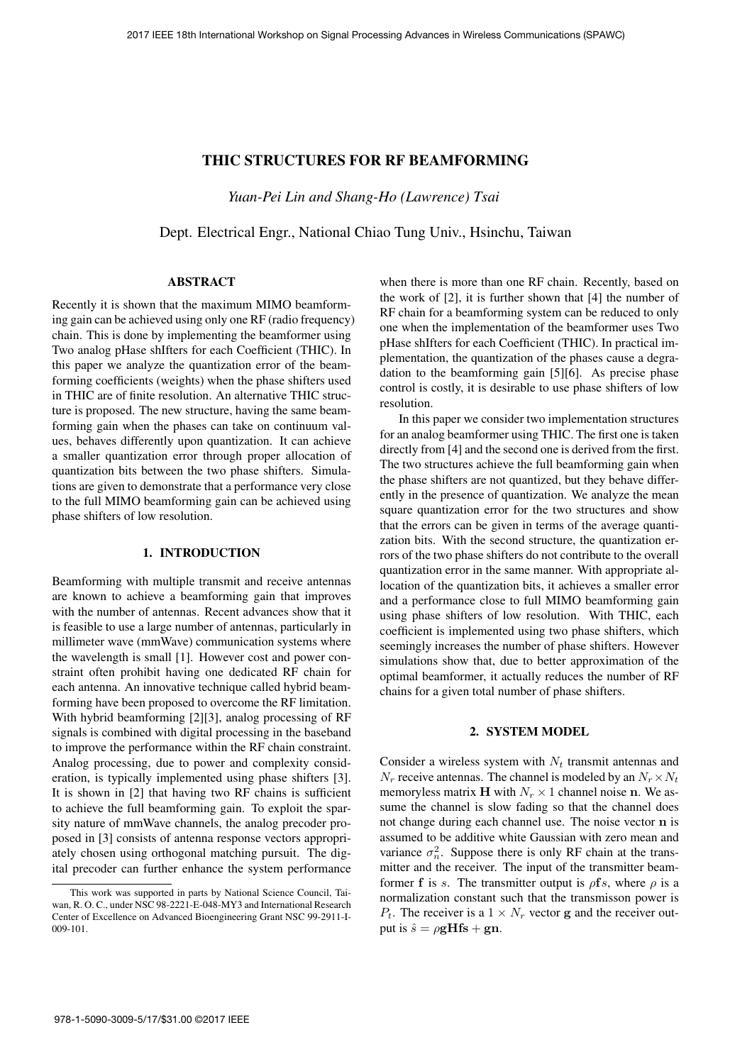# THIC STRUCTURES FOR RF BEAMFORMING

*Yuan-Pei Lin and Shang-Ho (Lawrence) Tsai*

Dept. Electrical Engr., National Chiao Tung Univ., Hsinchu, Taiwan

## ABSTRACT

Recently it is shown that the maximum MIMO beamforming gain can be achieved using only one RF (radio frequency) chain. This is done by implementing the beamformer using Two analog pHase shIfters for each Coefficient (THIC). In this paper we analyze the quantization error of the beamforming coefficients (weights) when the phase shifters used in THIC are of finite resolution. An alternative THIC structure is proposed. The new structure, having the same beamforming gain when the phases can take on continuum values, behaves differently upon quantization. It can achieve a smaller quantization error through proper allocation of quantization bits between the two phase shifters. Simulations are given to demonstrate that a performance very close to the full MIMO beamforming gain can be achieved using phase shifters of low resolution.

## 1. INTRODUCTION

Beamforming with multiple transmit and receive antennas are known to achieve a beamforming gain that improves with the number of antennas. Recent advances show that it is feasible to use a large number of antennas, particularly in millimeter wave (mmWave) communication systems where the wavelength is small [1]. However cost and power constraint often prohibit having one dedicated RF chain for each antenna. An innovative technique called hybrid beamforming have been proposed to overcome the RF limitation. With hybrid beamforming [2][3], analog processing of RF signals is combined with digital processing in the baseband to improve the performance within the RF chain constraint. Analog processing, due to power and complexity consideration, is typically implemented using phase shifters [3]. It is shown in [2] that having two RF chains is sufficient to achieve the full beamforming gain. To exploit the sparsity nature of mmWave channels, the analog precoder proposed in [3] consists of antenna response vectors appropriately chosen using orthogonal matching pursuit. The digital precoder can further enhance the system performance when there is more than one RF chain. Recently, based on the work of [2], it is further shown that [4] the number of RF chain for a beamforming system can be reduced to only one when the implementation of the beamformer uses Two pHase shIfters for each Coefficient (THIC). In practical implementation, the quantization of the phases cause a degradation to the beamforming gain [5][6]. As precise phase control is costly, it is desirable to use phase shifters of low resolution.

In this paper we consider two implementation structures for an analog beamformer using THIC. The first one is taken directly from [4] and the second one is derived from the first. The two structures achieve the full beamforming gain when the phase shifters are not quantized, but they behave differently in the presence of quantization. We analyze the mean square quantization error for the two structures and show that the errors can be given in terms of the average quantization bits. With the second structure, the quantization errors of the two phase shifters do not contribute to the overall quantization error in the same manner. With appropriate allocation of the quantization bits, it achieves a smaller error and a performance close to full MIMO beamforming gain using phase shifters of low resolution. With THIC, each coefficient is implemented using two phase shifters, which seemingly increases the number of phase shifters. However simulations show that, due to better approximation of the optimal beamformer, it actually reduces the number of RF chains for a given total number of phase shifters.

## 2. SYSTEM MODEL

Consider a wireless system with $N_t$ transmit antennas and $N_r$ receive antennas. The channel is modeled by an $N_r \times N_t$ memoryless matrix $\mathbf{H}$ with $N_r \times 1$ channel noise $\mathbf{n}$. We assume the channel is slow fading so that the channel does not change during each channel use. The noise vector $\mathbf{n}$ is assumed to be additive white Gaussian with zero mean and variance $\sigma_n^2$. Suppose there is only RF chain at the transmitter and the receiver. The input of the transmitter beamformer $\mathbf{f}$ is $s$. The transmitter output is $\rho \mathbf{f} s$, where $\rho$ is a normalization constant such that the transmisson power is $P_t$. The receiver is a $1 \times N_r$ vector $\mathbf{g}$ and the receiver output is $\hat{s} = \rho \mathbf{gHf}s + \mathbf{gn}$.

This work was supported in parts by National Science Council, Taiwan, R. O. C., under NSC 98-2221-E-048-MY3 and International Research Center of Excellence on Advanced Bioengineering Grant NSC 99-2911-I-009-101.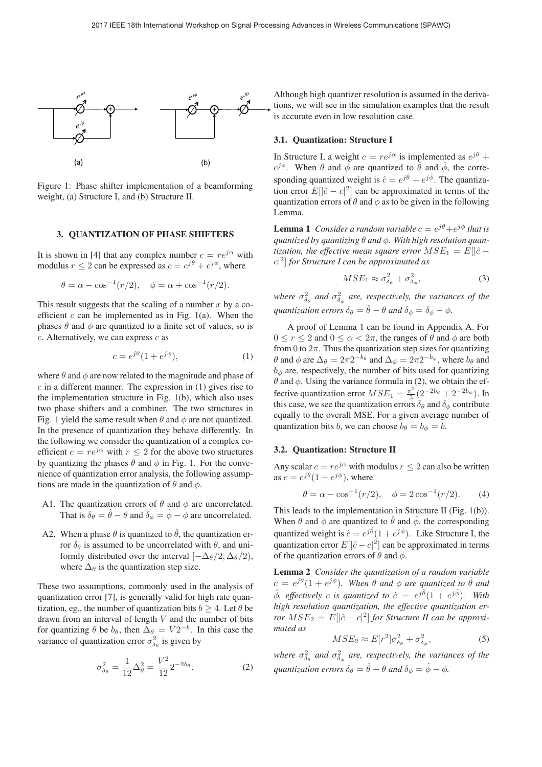Figure 1: Phase shifter implementation of a beamforming weight, (a) Structure I, and (b) Structure II.

## 3. QUANTIZATION OF PHASE SHIFTERS

It is shown in [4] that any complex number $c = re^{j\alpha}$ with modulus $r \leq 2$ can be expressed as $c = e^{j\theta} + e^{j\phi}$, where

$$\theta = \alpha - \cos^{-1}(r/2), \quad \phi = \alpha + \cos^{-1}(r/2).$$

This result suggests that the scaling of a number $x$ by a coefficient $c$ can be implemented as in Fig. 1(a). When the phases $\theta$ and $\phi$ are quantized to a finite set of values, so is $c$. Alternatively, we can express $c$ as

$$c = e^{j\theta}(1 + e^{j\phi}), \tag{1}$$

where $\theta$ and $\phi$ are now related to the magnitude and phase of $c$ in a different manner. The expression in (1) gives rise to the implementation structure in Fig. 1(b), which also uses two phase shifters and a combiner. The two structures in Fig. 1 yield the same result when $\theta$ and $\phi$ are not quantized. In the presence of quantization they behave differently. In the following we consider the quantization of a complex coefficient $c = re^{j\alpha}$ with $r \leq 2$ for the above two structures by quantizing the phases $\theta$ and $\phi$ in Fig. 1. For the convenience of quantization error analysis, the following assumptions are made in the quantization of $\theta$ and $\phi$.

- A1. The quantization errors of $\theta$ and $\phi$ are uncorrelated. That is $\delta_\theta = \hat{\theta} - \theta$ and $\delta_\phi = \hat{\phi} - \phi$ are uncorrelated.
- A2. When a phase $\theta$ is quantized to $\hat{\theta}$, the quantization error $\delta_\theta$ is assumed to be uncorrelated with $\theta$, and uniformly distributed over the interval $[-\Delta_\theta/2, \Delta_\theta/2)$, where $\Delta_\theta$ is the quantization step size.

These two assumptions, commonly used in the analysis of quantization error [7], is generally valid for high rate quantization, eg., the number of quantization bits $b \geq 4$. Let $\theta$ be drawn from an interval of length $V$ and the number of bits for quantizing $\theta$ be $b_\theta$, then $\Delta_\theta = V2^{-b}$. In this case the variance of quantization error $\sigma^2_{\delta_\theta}$ is given by

$$\sigma^2_{\delta_\theta} = \frac{1}{12}\Delta^2_\theta = \frac{V^2}{12}2^{-2b_\theta}. \tag{2}$$

Although high quantizer resolution is assumed in the derivations, we will see in the simulation examples that the result is accurate even in low resolution case.

### 3.1. Quantization: Structure I

In Structure I, a weight $c = re^{j\alpha}$ is implemented as $e^{j\theta} + e^{j\phi}$. When $\theta$ and $\phi$ are quantized to $\hat{\theta}$ and $\hat{\phi}$, the corresponding quantized weight is $\hat{c} = e^{j\hat{\theta}} + e^{j\hat{\phi}}$. The quantization error $E[|\hat{c} - c|^2]$ can be approximated in terms of the quantization errors of $\theta$ and $\phi$ as to be given in the following Lemma.

**Lemma 1** *Consider a random variable $c = e^{j\theta} + e^{j\phi}$ that is quantized by quantizing $\theta$ and $\phi$. With high resolution quantization, the effective mean square error $MSE_1 = E[|\hat{c} - c|^2]$ for Structure I can be approximated as*

$$MSE_1 \approx \sigma^2_{\delta_\theta} + \sigma^2_{\delta_\phi}, \tag{3}$$

*where $\sigma^2_{\delta_\theta}$ and $\sigma^2_{\delta_\phi}$ are, respectively, the variances of the quantization errors $\delta_\theta = \hat{\theta} - \theta$ and $\delta_\phi = \delta_\phi - \phi$.*

A proof of Lemma 1 can be found in Appendix A. For $0 \leq r \leq 2$ and $0 \leq \alpha < 2\pi$, the ranges of $\theta$ and $\phi$ are both from 0 to $2\pi$. Thus the quantization step sizes for quantizing $\theta$ and $\phi$ are $\Delta_\theta = 2\pi 2^{-b_\theta}$ and $\Delta_\phi = 2\pi 2^{-b_\phi}$, where $b_\theta$ and $b_\phi$ are, respectively, the number of bits used for quantizing $\theta$ and $\phi$. Using the variance formula in (2), we obtain the effective quantization error $MSE_1 = \frac{\pi^2}{3}(2^{-2b_\theta} + 2^{-2b_\phi})$. In this case, we see the quantization errors $\delta_\theta$ and $\delta_\phi$ contribute equally to the overall MSE. For a given average number of quantization bits $b$, we can choose $b_\theta = b_\phi = b$.

### 3.2. Quantization: Structure II

Any scalar $c = re^{j\alpha}$ with modulus $r \leq 2$ can also be written as $c = e^{j\theta}(1 + e^{j\phi})$, where

$$\theta = \alpha - \cos^{-1}(r/2), \quad \phi = 2\cos^{-1}(r/2). \tag{4}$$

This leads to the implementation in Structure II (Fig. 1(b)). When $\theta$ and $\phi$ are quantized to $\hat{\theta}$ and $\hat{\phi}$, the corresponding quantized weight is $\hat{c} = e^{j\hat{\theta}}(1 + e^{j\hat{\phi}})$. Like Structure I, the quantization error $E[|\hat{c} - c|^2]$ can be approximated in terms of the quantization errors of $\theta$ and $\phi$.

**Lemma 2** *Consider the quantization of a random variable $c = e^{j\theta}(1 + e^{j\phi})$. When $\theta$ and $\phi$ are quantized to $\hat{\theta}$ and $\hat{\phi}$, effectively $c$ is quantized to $\hat{c} = e^{j\hat{\theta}}(1 + e^{j\hat{\phi}})$. With high resolution quantization, the effective quantization error $MSE_2 = E[|\hat{c} - c|^2]$ for Structure II can be approximated as*

$$MSE_2 \approx E[r^2]\sigma^2_{\delta_\theta} + \sigma^2_{\delta_\phi}, \tag{5}$$

*where $\sigma^2_{\delta_\theta}$ and $\sigma^2_{\delta_\phi}$ are, respectively, the variances of the quantization errors $\delta_\theta = \hat{\theta} - \theta$ and $\delta_\phi = \hat{\phi} - \phi$.*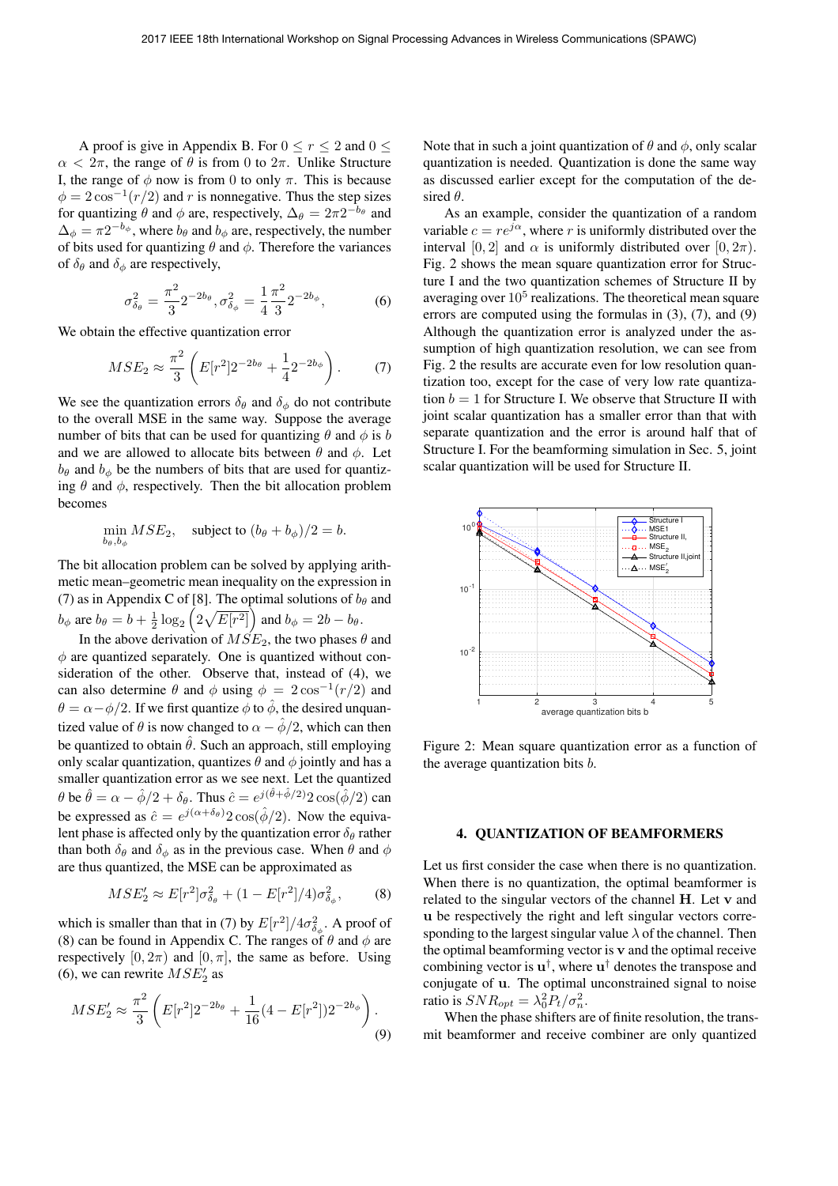A proof is give in Appendix B. For $0 \le r \le 2$ and $0 \le \alpha < 2\pi$, the range of $\theta$ is from 0 to $2\pi$. Unlike Structure I, the range of $\phi$ now is from 0 to only $\pi$. This is because $\phi = 2\cos^{-1}(r/2)$ and $r$ is nonnegative. Thus the step sizes for quantizing $\theta$ and $\phi$ are, respectively, $\Delta_\theta = 2\pi 2^{-b_\theta}$ and $\Delta_\phi = \pi 2^{-b_\phi}$, where $b_\theta$ and $b_\phi$ are, respectively, the number of bits used for quantizing $\theta$ and $\phi$. Therefore the variances of $\delta_\theta$ and $\delta_\phi$ are respectively,

$$\sigma_{\delta_\theta}^2 = \frac{\pi^2}{3} 2^{-2b_\theta}, \sigma_{\delta_\phi}^2 = \frac{1}{4}\frac{\pi^2}{3} 2^{-2b_\phi}, \tag{6}$$

We obtain the effective quantization error

$$MSE_2 \approx \frac{\pi^2}{3}\left(E[r^2]2^{-2b_\theta} + \frac{1}{4}2^{-2b_\phi}\right). \tag{7}$$

We see the quantization errors $\delta_\theta$ and $\delta_\phi$ do not contribute to the overall MSE in the same way. Suppose the average number of bits that can be used for quantizing $\theta$ and $\phi$ is $b$ and we are allowed to allocate bits between $\theta$ and $\phi$. Let $b_\theta$ and $b_\phi$ be the numbers of bits that are used for quantizing $\theta$ and $\phi$, respectively. Then the bit allocation problem becomes

$$\min_{b_\theta, b_\phi} MSE_2, \quad \text{subject to } (b_\theta + b_\phi)/2 = b.$$

The bit allocation problem can be solved by applying arithmetic mean–geometric mean inequality on the expression in (7) as in Appendix C of [8]. The optimal solutions of $b_\theta$ and $b_\phi$ are $b_\theta = b + \frac{1}{2}\log_2\left(2\sqrt{E[r^2]}\right)$ and $b_\phi = 2b - b_\theta$.

In the above derivation of $MSE_2$, the two phases $\theta$ and $\phi$ are quantized separately. One is quantized without consideration of the other. Observe that, instead of (4), we can also determine $\theta$ and $\phi$ using $\phi = 2\cos^{-1}(r/2)$ and $\theta = \alpha - \phi/2$. If we first quantize $\phi$ to $\hat{\phi}$, the desired unquantized value of $\theta$ is now changed to $\alpha - \hat{\phi}/2$, which can then be quantized to obtain $\hat{\theta}$. Such an approach, still employing only scalar quantization, quantizes $\theta$ and $\phi$ jointly and has a smaller quantization error as we see next. Let the quantized $\theta$ be $\hat{\theta} = \alpha - \hat{\phi}/2 + \delta_\theta$. Thus $\hat{c} = e^{j(\hat{\theta} + \hat{\phi}/2)} 2\cos(\hat{\phi}/2)$ can be expressed as $\hat{c} = e^{j(\alpha + \delta_\theta)} 2\cos(\hat{\phi}/2)$. Now the equivalent phase is affected only by the quantization error $\delta_\theta$ rather than both $\delta_\theta$ and $\delta_\phi$ as in the previous case. When $\theta$ and $\phi$ are thus quantized, the MSE can be approximated as

$$MSE_2' \approx E[r^2]\sigma_{\delta_\theta}^2 + (1 - E[r^2]/4)\sigma_{\delta_\phi}^2, \tag{8}$$

which is smaller than that in (7) by $E[r^2]/4\sigma_{\delta_\phi}^2$. A proof of (8) can be found in Appendix C. The ranges of $\theta$ and $\phi$ are respectively $[0, 2\pi)$ and $[0, \pi]$, the same as before. Using (6), we can rewrite $MSE_2'$ as

$$MSE_2' \approx \frac{\pi^2}{3}\left(E[r^2]2^{-2b_\theta} + \frac{1}{16}(4 - E[r^2])2^{-2b_\phi}\right). \tag{9}$$

Note that in such a joint quantization of $\theta$ and $\phi$, only scalar quantization is needed. Quantization is done the same way as discussed earlier except for the computation of the desired $\theta$.

As an example, consider the quantization of a random variable $c = re^{j\alpha}$, where $r$ is uniformly distributed over the interval $[0, 2]$ and $\alpha$ is uniformly distributed over $[0, 2\pi)$. Fig. 2 shows the mean square quantization error for Structure I and the two quantization schemes of Structure II by averaging over $10^5$ realizations. The theoretical mean square errors are computed using the formulas in (3), (7), and (9) Although the quantization error is analyzed under the assumption of high quantization resolution, we can see from Fig. 2 the results are accurate even for low resolution quantization too, except for the case of very low rate quantization $b = 1$ for Structure I. We observe that Structure II with joint scalar quantization has a smaller error than that with separate quantization and the error is around half that of Structure I. For the beamforming simulation in Sec. 5, joint scalar quantization will be used for Structure II.

Figure 2: Mean square quantization error as a function of the average quantization bits $b$.

## 4. QUANTIZATION OF BEAMFORMERS

Let us first consider the case when there is no quantization. When there is no quantization, the optimal beamformer is related to the singular vectors of the channel $\mathbf{H}$. Let $\mathbf{v}$ and $\mathbf{u}$ be respectively the right and left singular vectors corresponding to the largest singular value $\lambda$ of the channel. Then the optimal beamforming vector is $\mathbf{v}$ and the optimal receive combining vector is $\mathbf{u}^\dagger$, where $\mathbf{u}^\dagger$ denotes the transpose and conjugate of $\mathbf{u}$. The optimal unconstrained signal to noise ratio is $SNR_{opt} = \lambda_0^2 P_t/\sigma_n^2$.

When the phase shifters are of finite resolution, the transmit beamformer and receive combiner are only quantized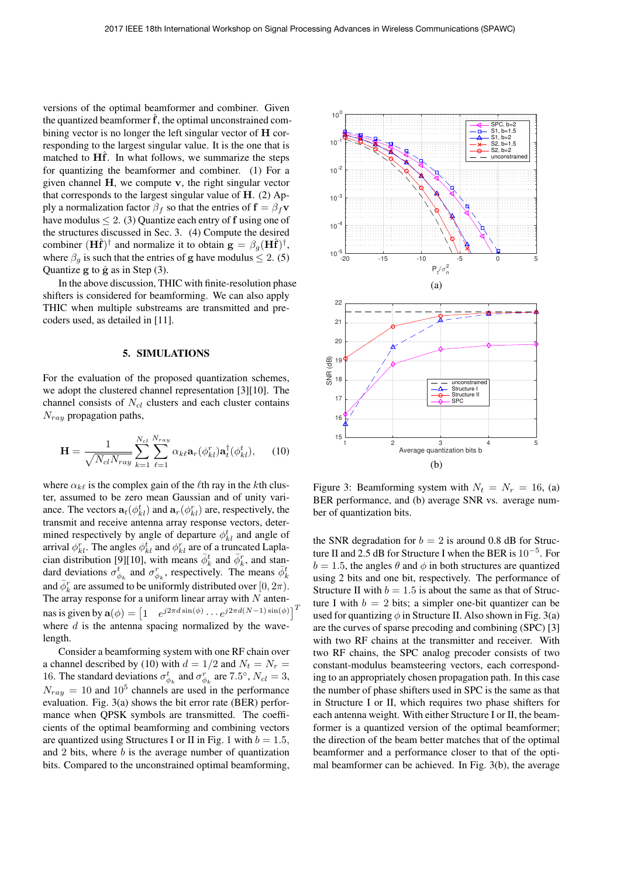versions of the optimal beamformer and combiner. Given the quantized beamformer $\hat{\mathbf{f}}$, the optimal unconstrained combining vector is no longer the left singular vector of $\mathbf{H}$ corresponding to the largest singular value. It is the one that is matched to $\mathbf{H}\hat{\mathbf{f}}$. In what follows, we summarize the steps for quantizing the beamformer and combiner. (1) For a given channel $\mathbf{H}$, we compute $\mathbf{v}$, the right singular vector that corresponds to the largest singular value of $\mathbf{H}$. (2) Apply a normalization factor $\beta_f$ so that the entries of $\mathbf{f} = \beta_f \mathbf{v}$ have modulus $\leq 2$. (3) Quantize each entry of $\mathbf{f}$ using one of the structures discussed in Sec. 3. (4) Compute the desired combiner $(\mathbf{H}\hat{\mathbf{f}})^\dagger$ and normalize it to obtain $\mathbf{g} = \beta_g(\mathbf{H}\hat{\mathbf{f}})^\dagger$, where $\beta_g$ is such that the entries of $\mathbf{g}$ have modulus $\leq 2$. (5) Quantize $\mathbf{g}$ to $\hat{\mathbf{g}}$ as in Step (3).

In the above discussion, THIC with finite-resolution phase shifters is considered for beamforming. We can also apply THIC when multiple substreams are transmitted and precoders used, as detailed in [11].

## 5. SIMULATIONS

For the evaluation of the proposed quantization schemes, we adopt the clustered channel representation [3][10]. The channel consists of $N_{cl}$ clusters and each cluster contains $N_{ray}$ propagation paths,

$$\mathbf{H} = \frac{1}{\sqrt{N_{cl}N_{ray}}} \sum_{k=1}^{N_{cl}} \sum_{\ell=1}^{N_{ray}} \alpha_{k\ell} \mathbf{a}_r(\phi_{kl}^r) \mathbf{a}_t^\dagger(\phi_{kl}^t), \qquad (10)$$

where $\alpha_{k\ell}$ is the complex gain of the $\ell$th ray in the $k$th cluster, assumed to be zero mean Gaussian and of unity variance. The vectors $\mathbf{a}_t(\phi_{kl}^t)$ and $\mathbf{a}_r(\phi_{kl}^r)$ are, respectively, the transmit and receive antenna array response vectors, determined respectively by angle of departure $\phi_{kl}^t$ and angle of arrival $\phi_{kl}^r$. The angles $\phi_{kl}^t$ and $\phi_{kl}^r$ are of a truncated Laplacian distribution [9][10], with means $\bar{\phi}_k^t$ and $\bar{\phi}_k^r$, and standard deviations $\sigma_{\phi_k}^t$ and $\sigma_{\phi_k}^r$, respectively. The means $\bar{\phi}_k^t$ and $\bar{\phi}_k^r$ are assumed to be uniformly distributed over $[0, 2\pi)$. The array response for a uniform linear array with $N$ antennas is given by $\mathbf{a}(\phi) = \begin{bmatrix} 1 & e^{j2\pi d \sin(\phi)} \dots e^{j2\pi d(N-1)\sin(\phi)} \end{bmatrix}^T$ where $d$ is the antenna spacing normalized by the wavelength.

Consider a beamforming system with one RF chain over a channel described by (10) with $d = 1/2$ and $N_t = N_r = 16$. The standard deviations $\sigma_{\phi_k}^t$ and $\sigma_{\phi_k}^r$ are $7.5°$, $N_{cl} = 3$, $N_{ray} = 10$ and $10^5$ channels are used in the performance evaluation. Fig. 3(a) shows the bit error rate (BER) performance when QPSK symbols are transmitted. The coefficients of the optimal beamforming and combining vectors are quantized using Structures I or II in Fig. 1 with $b = 1.5$, and 2 bits, where $b$ is the average number of quantization bits. Compared to the unconstrained optimal beamforming, the SNR degradation for $b = 2$ is around 0.8 dB for Structure II and 2.5 dB for Structure I when the BER is $10^{-5}$. For $b = 1.5$, the angles $\theta$ and $\phi$ in both structures are quantized using 2 bits and one bit, respectively. The performance of Structure II with $b = 1.5$ is about the same as that of Structure I with $b = 2$ bits; a simpler one-bit quantizer can be used for quantizing $\phi$ in Structure II. Also shown in Fig. 3(a) are the curves of sparse precoding and combining (SPC) [3] with two RF chains at the transmitter and receiver. With two RF chains, the SPC analog precoder consists of two constant-modulus beamsteering vectors, each corresponding to an appropriately chosen propagation path. In this case the number of phase shifters used in SPC is the same as that in Structure I or II, which requires two phase shifters for each antenna weight. With either Structure I or II, the beamformer is a quantized version of the optimal beamformer; the direction of the beam better matches that of the optimal beamformer and a performance closer to that of the optimal beamformer can be achieved. In Fig. 3(b), the average

Figure 3: Beamforming system with $N_t = N_r = 16$, (a) BER performance, and (b) average SNR vs. average number of quantization bits.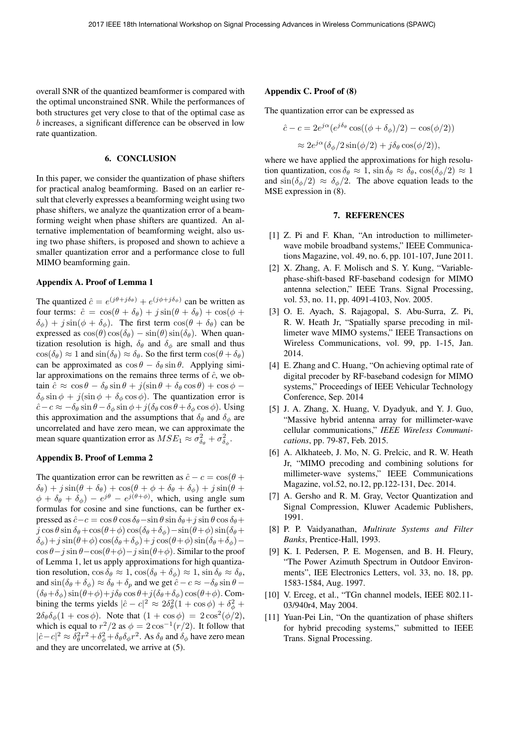overall SNR of the quantized beamformer is compared with the optimal unconstrained SNR. While the performances of both structures get very close to that of the optimal case as $b$ increases, a significant difference can be observed in low rate quantization.

## 6. CONCLUSION

In this paper, we consider the quantization of phase shifters for practical analog beamforming. Based on an earlier result that cleverly expresses a beamforming weight using two phase shifters, we analyze the quantization error of a beamforming weight when phase shifters are quantized. An alternative implementation of beamforming weight, also using two phase shifters, is proposed and shown to achieve a smaller quantization error and a performance close to full MIMO beamforming gain.

### Appendix A. Proof of Lemma 1

The quantized $\hat{c} = e^{(j\theta + j\delta_\theta)} + e^{(j\phi + j\delta_\phi)}$ can be written as four terms: $\hat{c} = \cos(\theta + \delta_\theta) + j\sin(\theta + \delta_\theta) + \cos(\phi + \delta_\phi) + j\sin(\phi + \delta_\phi)$. The first term $\cos(\theta + \delta_\theta)$ can be expressed as $\cos(\theta)\cos(\delta_\theta) - \sin(\theta)\sin(\delta_\theta)$. When quantization resolution is high, $\delta_\theta$ and $\delta_\phi$ are small and thus $\cos(\delta_\theta) \approx 1$ and $\sin(\delta_\theta) \approx \delta_\theta$. So the first term $\cos(\theta + \delta_\theta)$ can be approximated as $\cos\theta - \delta_\theta \sin\theta$. Applying similar approximations on the remains three terms of $\hat{c}$, we obtain $\hat{c} \approx \cos\theta - \delta_\theta \sin\theta + j(\sin\theta + \delta_\theta\cos\theta) + \cos\phi - \delta_\phi \sin\phi + j(\sin\phi + \delta_\phi\cos\phi)$. The quantization error is $\hat{c} - c \approx -\delta_\theta\sin\theta - \delta_\phi\sin\phi + j(\delta_\theta\cos\theta + \delta_\phi\cos\phi)$. Using this approximation and the assumptions that $\delta_\theta$ and $\delta_\phi$ are uncorrelated and have zero mean, we can approximate the mean square quantization error as $MSE_1 \approx \sigma^2_{\delta_\theta} + \sigma^2_{\delta_\phi}$.

### Appendix B. Proof of Lemma 2

The quantization error can be rewritten as $\hat{c} - c = \cos(\theta + \delta_\theta) + j\sin(\theta + \delta_\theta) + \cos(\theta + \phi + \delta_\theta + \delta_\phi) + j\sin(\theta + \phi + \delta_\theta + \delta_\phi) - e^{j\theta} - e^{j(\theta+\phi)}$, which, using angle sum formulas for cosine and sine functions, can be further expressed as $\hat{c} - c = \cos\theta\cos\delta_\theta - \sin\theta\sin\delta_\theta + j\sin\theta\cos\delta_\theta + j\cos\theta\sin\delta_\theta + \cos(\theta+\phi)\cos(\delta_\theta+\delta_\phi) - \sin(\theta+\phi)\sin(\delta_\theta + \delta_\phi) + j\sin(\theta+\phi)\cos(\delta_\theta+\delta_\phi) + j\cos(\theta+\phi)\sin(\delta_\theta+\delta_\phi) - \cos\theta - j\sin\theta - \cos(\theta+\phi) - j\sin(\theta+\phi)$. Similar to the proof of Lemma 1, let us apply approximations for high quantization resolution, $\cos\delta_\theta \approx 1$, $\cos(\delta_\theta + \delta_\phi) \approx 1$, $\sin\delta_\theta \approx \delta_\theta$, and $\sin(\delta_\theta + \delta_\phi) \approx \delta_\theta + \delta_p$ and we get $\hat{c} - c \approx -\delta_\theta \sin\theta - (\delta_\theta + \delta_\phi)\sin(\theta+\phi) + j\delta_\theta\cos\theta + j(\delta_\theta + \delta_\phi)\cos(\theta+\phi)$. Combining the terms yields $|\hat{c} - c|^2 \approx 2\delta_\theta^2(1 + \cos\phi) + \delta_\phi^2 + 2\delta_\theta\delta_\phi(1 + \cos\phi)$. Note that $(1 + \cos\phi) = 2\cos^2(\phi/2)$, which is equal to $r^2/2$ as $\phi = 2\cos^{-1}(r/2)$. It follow that $|\hat{c} - c|^2 \approx \delta_\theta^2 r^2 + \delta_\phi^2 + \delta_\theta\delta_\phi r^2$. As $\delta_\theta$ and $\delta_\phi$ have zero mean and they are uncorrelated, we arrive at (5).

### Appendix C. Proof of (8)

The quantization error can be expressed as

$$\hat{c} - c = 2e^{j\alpha}(e^{j\delta_\theta}\cos((\phi + \delta_\phi)/2) - \cos(\phi/2))$$

$$\approx 2e^{j\alpha}(\delta_\phi/2\sin(\phi/2) + j\delta_\theta\cos(\phi/2)),$$

where we have applied the approximations for high resolution quantization, $\cos\delta_\theta \approx 1$, $\sin\delta_\theta \approx \delta_\theta$, $\cos(\delta_\phi/2) \approx 1$ and $\sin(\delta_\phi/2) \approx \delta_\phi/2$. The above equation leads to the MSE expression in (8).

## 7. REFERENCES

[1] Z. Pi and F. Khan, "An introduction to millimeter-wave mobile broadband systems," IEEE Communications Magazine, vol. 49, no. 6, pp. 101-107, June 2011.

[2] X. Zhang, A. F. Molisch and S. Y. Kung, "Variable-phase-shift-based RF-baseband codesign for MIMO antenna selection," IEEE Trans. Signal Processing, vol. 53, no. 11, pp. 4091-4103, Nov. 2005.

[3] O. E. Ayach, S. Rajagopal, S. Abu-Surra, Z. Pi, R. W. Heath Jr, "Spatially sparse precoding in millimeter wave MIMO systems," IEEE Transactions on Wireless Communications, vol. 99, pp. 1-15, Jan. 2014.

[4] E. Zhang and C. Huang, "On achieving optimal rate of digital precoder by RF-baseband codesign for MIMO systems," Proceedings of IEEE Vehicular Technology Conference, Sep. 2014

[5] J. A. Zhang, X. Huang, V. Dyadyuk, and Y. J. Guo, "Massive hybrid antenna array for millimeter-wave cellular communications," *IEEE Wireless Communications*, pp. 79-87, Feb. 2015.

[6] A. Alkhateeb, J. Mo, N. G. Prelcic, and R. W. Heath Jr, "MIMO precoding and combining solutions for millimeter-wave systems," IEEE Communications Magazine, vol.52, no.12, pp.122-131, Dec. 2014.

[7] A. Gersho and R. M. Gray, Vector Quantization and Signal Compression, Kluwer Academic Publishers, 1991.

[8] P. P. Vaidyanathan, *Multirate Systems and Filter Banks*, Prentice-Hall, 1993.

[9] K. I. Pedersen, P. E. Mogensen, and B. H. Fleury, "The Power Azimuth Spectrum in Outdoor Environments", IEE Electronics Letters, vol. 33, no. 18, pp. 1583-1584, Aug. 1997.

[10] V. Erceg, et al., "TGn channel models, IEEE 802.11-03/940r4, May 2004.

[11] Yuan-Pei Lin, "On the quantization of phase shifters for hybrid precoding systems," submitted to IEEE Trans. Signal Processing.